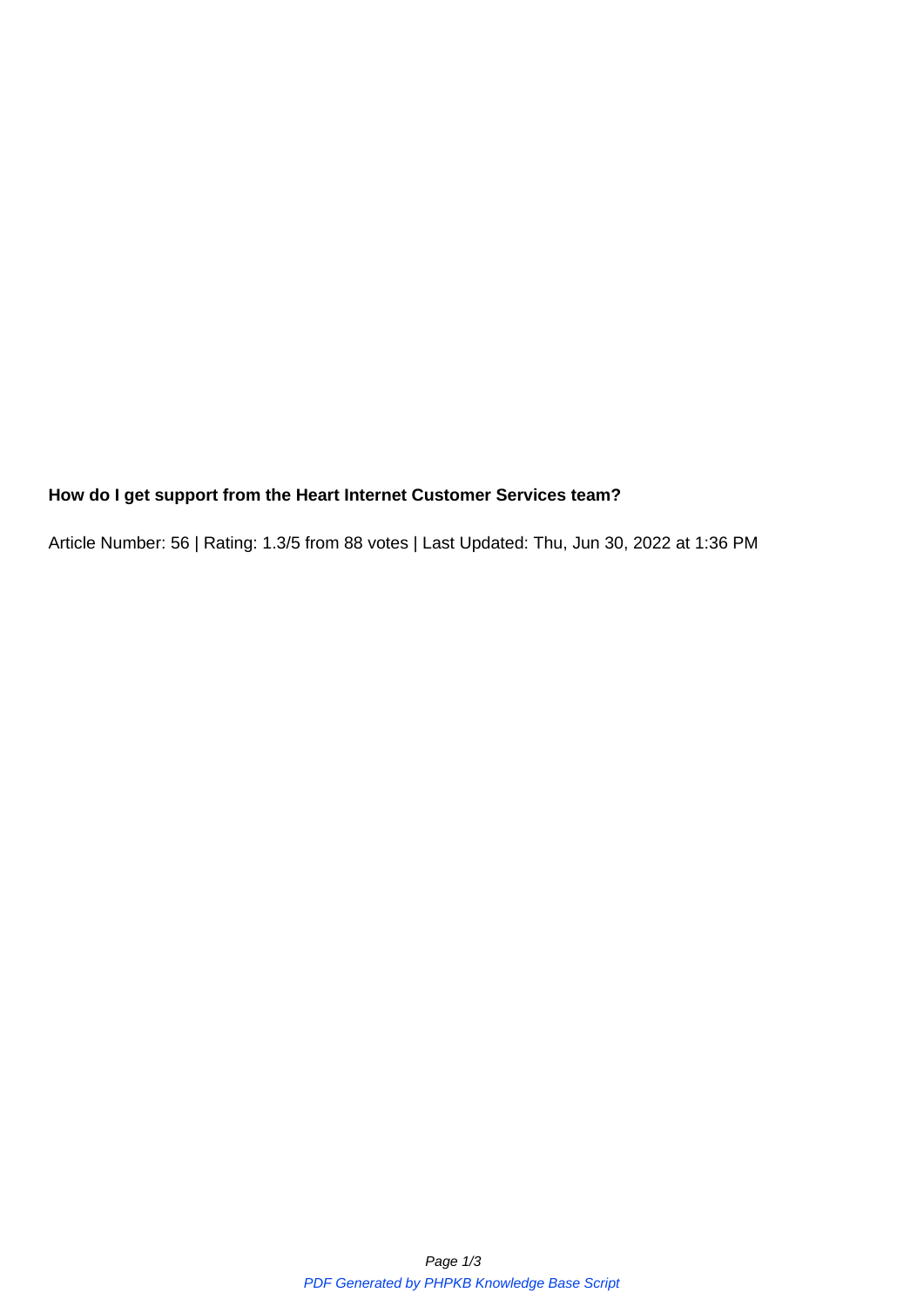**How do I get support from the Heart Internet Customer Services team?**

Article Number: 56 | Rating: 1.3/5 from 88 votes | Last Updated: Thu, Jun 30, 2022 at 1:36 PM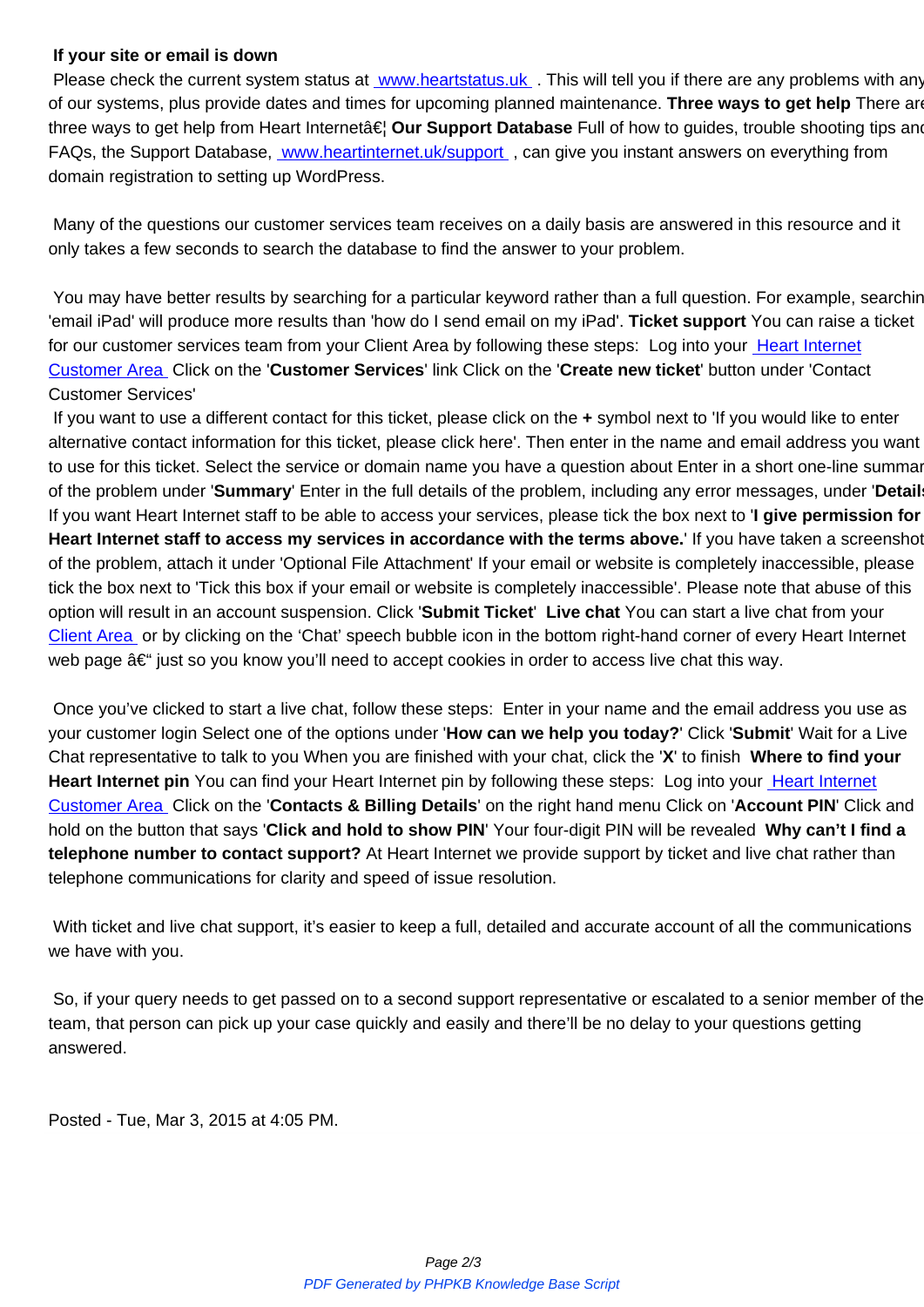**If your site or email is down**

Please check the current system status at www.heartstatus.uk . This will tell you if there are any problems with any of our systems, plus provide dates and times for upcoming planned maintenance. **Three ways to get help** There are three ways to get help from Heart Internetâ€¦ **Our Support Database** Full of how to guides, trouble shooting tips and FAQs, the Support Database, www.heartinternet.uk/support , can give you instant answers on everything from domain registration to setting up WordPress.

Many of the questions our customer services team receives on a daily basis are answered in this resource and it only takes a few seconds to search the database to find the answer to your problem.

You may have better results by searching for a particular keyword rather than a full question. For example, searching 'email iPad' will produce more results than 'how do I send email on my iPad'. **Ticket support** You can raise a ticket for our customer services team from your Client Area by following these steps: Log into your Heart Internet Customer Area Click on the '**Customer Services**' link Click on the '**Create new ticket**' button under 'Contact Customer Services'

If you want to use a different contact for this ticket, please click on the **+** symbol next to 'If you would like to enter alternative contact information for this ticket, please click here'. Then enter in the name and email address you want to use for this ticket. Select the service or domain name you have a question about Enter in a short one-line summary of the problem under '**Summary**' Enter in the full details of the problem, including any error messages, under '**Details**' If you want Heart Internet staff to be able to access your services, please tick the box next to '**I give permission for Heart Internet staff to access my services in accordance with the terms above.**' If you have taken a screenshot of the problem, attach it under 'Optional File Attachment' If your email or website is completely inaccessible, please tick the box next to 'Tick this box if your email or website is completely inaccessible'. Please note that abuse of this option will result in an account suspension. Click '**Submit Ticket**' **Live chat** You can start a live chat from your Client Area or by clicking on the 'Chat' speech bubble icon in the bottom right-hand corner of every Heart Internet web page â€“ just so you know you'll need to accept cookies in order to access live chat this way.

Once you've clicked to start a live chat, follow these steps: Enter in your name and the email address you use as your customer login Select one of the options under '**How can we help you today?**' Click '**Submit**' Wait for a Live Chat representative to talk to you When you are finished with your chat, click the '**X**' to finish **Where to find your Heart Internet pin** You can find your Heart Internet pin by following these steps: Log into your Heart Internet Customer Area Click on the '**Contacts & Billing Details**' on the right hand menu Click on '**Account PIN**' Click and hold on the button that says '**Click and hold to show PIN**' Your four-digit PIN will be revealed **Why can't I find a telephone number to contact support?** At Heart Internet we provide support by ticket and live chat rather than telephone communications for clarity and speed of issue resolution.

With ticket and live chat support, it's easier to keep a full, detailed and accurate account of all the communications we have with you.

So, if your query needs to get passed on to a second support representative or escalated to a senior member of the team, that person can pick up your case quickly and easily and there'll be no delay to your questions getting answered.

Posted - Tue, Mar 3, 2015 at 4:05 PM.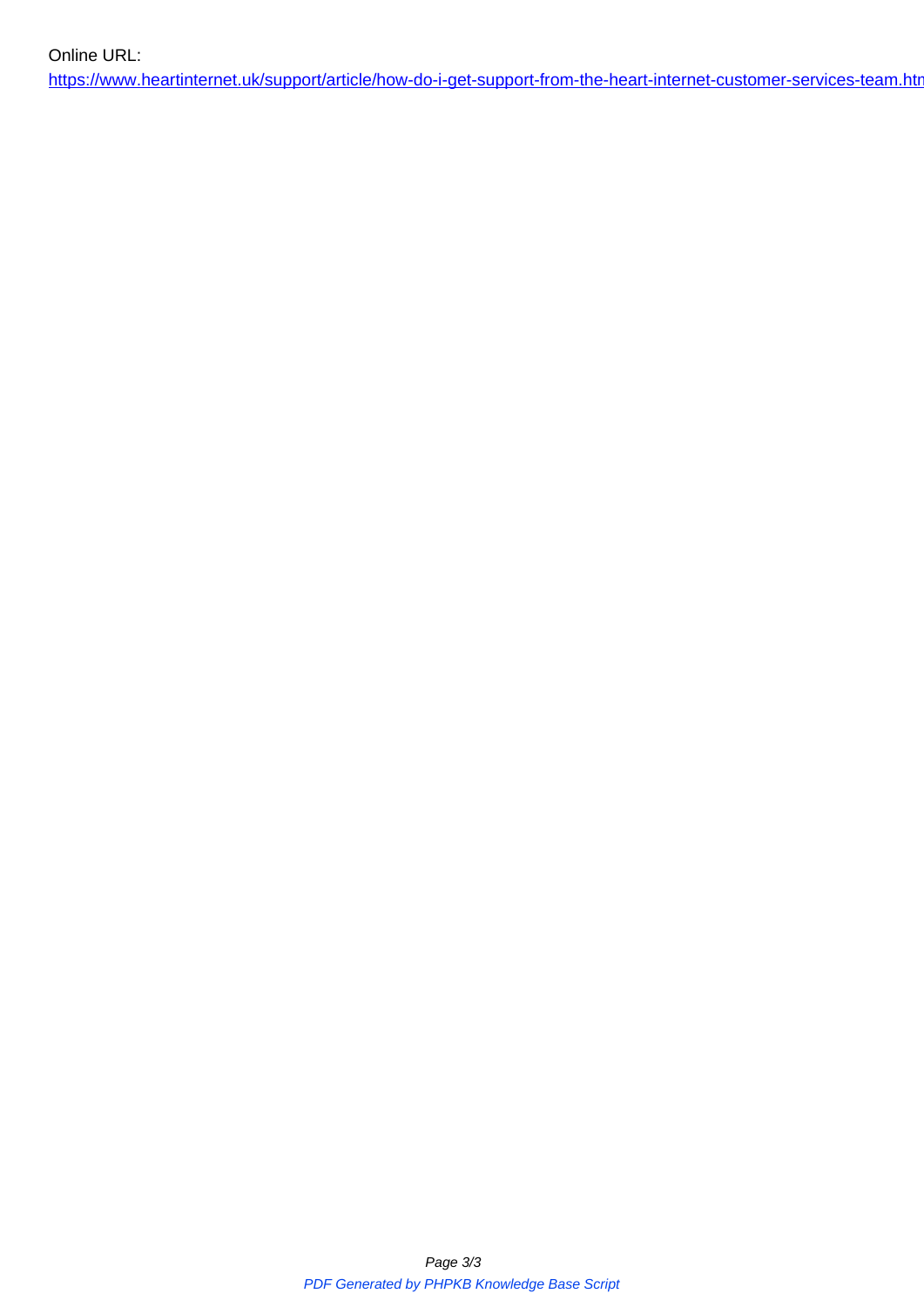Online URL:
https://www.heartinternet.uk/support/article/how-do-i-get-support-from-the-heart-internet-customer-services-team.htm